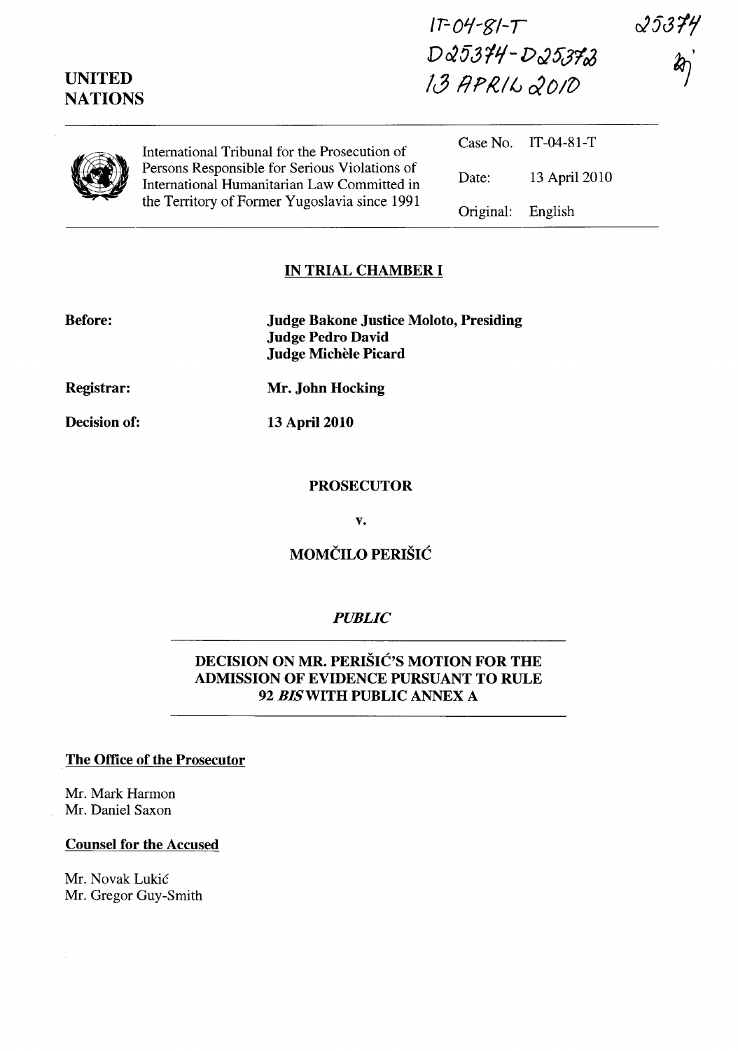IT-04-81-T
D25374-D25372
13 APRIL 2010

25374

**UNITED NATIONS**

International Tribunal for the Prosecution of Persons Responsible for Serious Violations of International Humanitarian Law Committed in the Territory of Former Yugoslavia since 1991

| | |
|---|---|
| Case No. | IT-04-81-T |
| Date: | 13 April 2010 |
| Original: | English |

## IN TRIAL CHAMBER I

**Before:** **Judge Bakone Justice Moloto, Presiding**
**Judge Pedro David**
**Judge Michèle Picard**

**Registrar:** **Mr. John Hocking**

**Decision of:** **13 April 2010**

**PROSECUTOR**

**v.**

**MOMČILO PERIŠIĆ**

***PUBLIC***

## DECISION ON MR. PERIŠIĆ'S MOTION FOR THE ADMISSION OF EVIDENCE PURSUANT TO RULE 92 *BIS* WITH PUBLIC ANNEX A

**The Office of the Prosecutor**

Mr. Mark Harmon
Mr. Daniel Saxon

**Counsel for the Accused**

Mr. Novak Lukić
Mr. Gregor Guy-Smith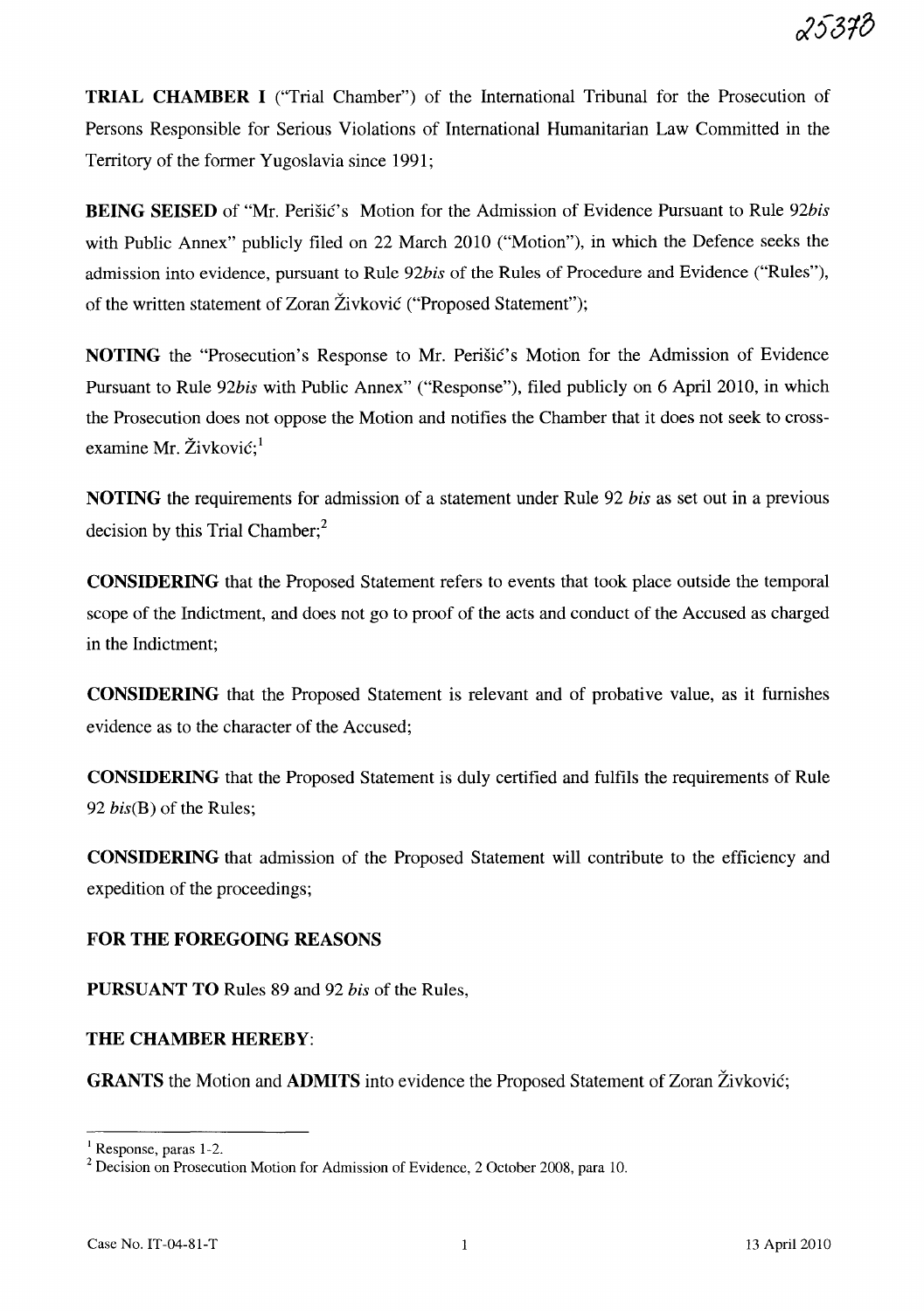**TRIAL CHAMBER I** ("Trial Chamber") of the International Tribunal for the Prosecution of Persons Responsible for Serious Violations of International Humanitarian Law Committed in the Territory of the former Yugoslavia since 1991;

**BEING SEISED** of "Mr. Perišić's Motion for the Admission of Evidence Pursuant to Rule 92*bis* with Public Annex" publicly filed on 22 March 2010 ("Motion"), in which the Defence seeks the admission into evidence, pursuant to Rule 92*bis* of the Rules of Procedure and Evidence ("Rules"), of the written statement of Zoran Živković ("Proposed Statement");

**NOTING** the "Prosecution's Response to Mr. Perišić's Motion for the Admission of Evidence Pursuant to Rule 92*bis* with Public Annex" ("Response"), filed publicly on 6 April 2010, in which the Prosecution does not oppose the Motion and notifies the Chamber that it does not seek to cross-examine Mr. Živković;[1]

**NOTING** the requirements for admission of a statement under Rule 92 *bis* as set out in a previous decision by this Trial Chamber;[2]

**CONSIDERING** that the Proposed Statement refers to events that took place outside the temporal scope of the Indictment, and does not go to proof of the acts and conduct of the Accused as charged in the Indictment;

**CONSIDERING** that the Proposed Statement is relevant and of probative value, as it furnishes evidence as to the character of the Accused;

**CONSIDERING** that the Proposed Statement is duly certified and fulfils the requirements of Rule 92 *bis*(B) of the Rules;

**CONSIDERING** that admission of the Proposed Statement will contribute to the efficiency and expedition of the proceedings;

**FOR THE FOREGOING REASONS**

**PURSUANT TO** Rules 89 and 92 *bis* of the Rules,

**THE CHAMBER HEREBY**:

**GRANTS** the Motion and **ADMITS** into evidence the Proposed Statement of Zoran Živković;

---

[1] Response, paras 1-2.

[2] Decision on Prosecution Motion for Admission of Evidence, 2 October 2008, para 10.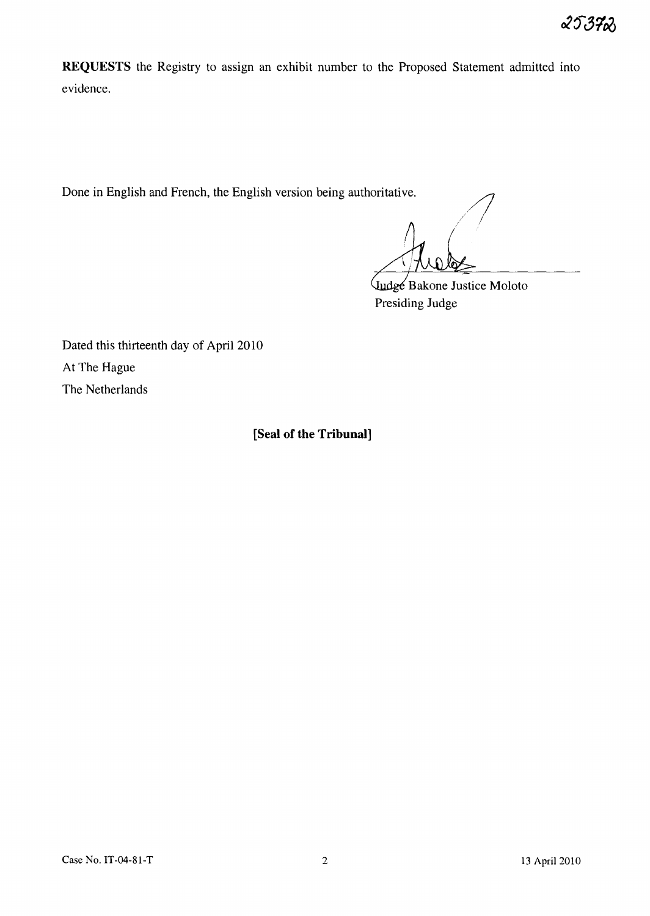**REQUESTS** the Registry to assign an exhibit number to the Proposed Statement admitted into evidence.

Done in English and French, the English version being authoritative.

Judge Bakone Justice Moloto
Presiding Judge

Dated this thirteenth day of April 2010
At The Hague
The Netherlands

**[Seal of the Tribunal]**